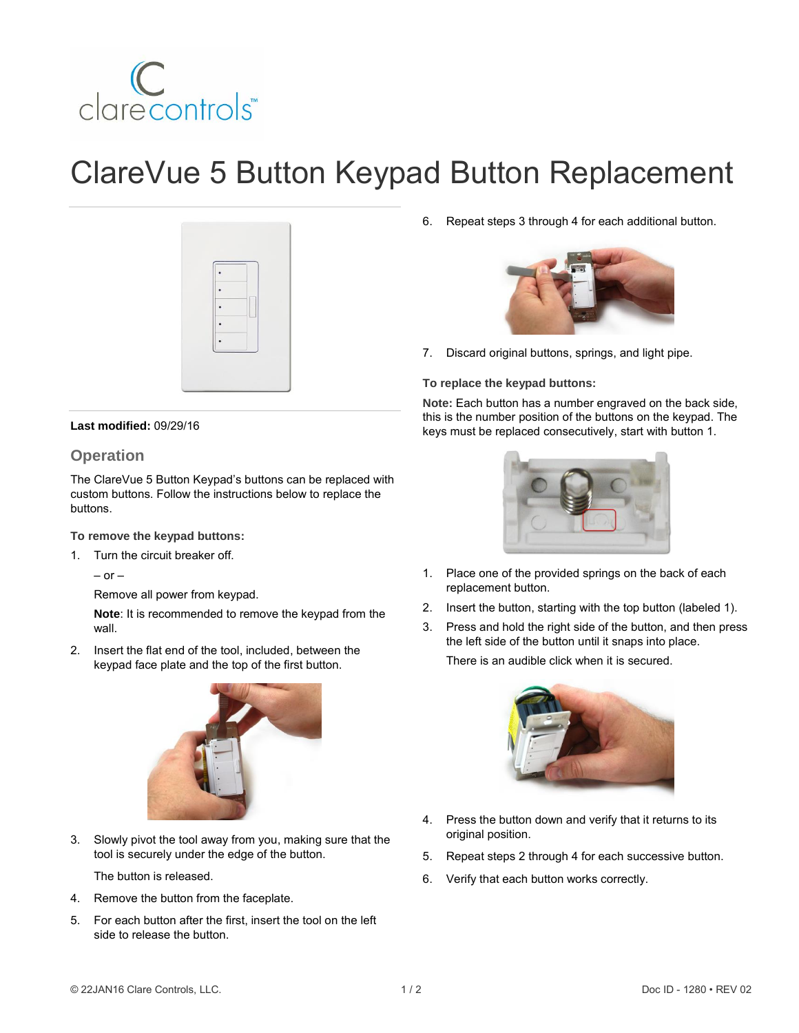# ClareVue 5 Button Keypad Button Replacement

**Last modified:** 09/29/16

## Operation

The ClareVue 5 Button Keypad's buttons can be replaced with custom buttons. Follow the instructions below to replace the buttons.

**To remove the keypad buttons:**

1. Turn the circuit breaker off.

   – or –

   Remove all power from keypad.

   **Note**: It is recommended to remove the keypad from the wall.

2. Insert the flat end of the tool, included, between the keypad face plate and the top of the first button.

3. Slowly pivot the tool away from you, making sure that the tool is securely under the edge of the button.

   The button is released.

4. Remove the button from the faceplate.

5. For each button after the first, insert the tool on the left side to release the button.

6. Repeat steps 3 through 4 for each additional button.

7. Discard original buttons, springs, and light pipe.

**To replace the keypad buttons:**

**Note:** Each button has a number engraved on the back side, this is the number position of the buttons on the keypad. The keys must be replaced consecutively, start with button 1.

1. Place one of the provided springs on the back of each replacement button.

2. Insert the button, starting with the top button (labeled 1).

3. Press and hold the right side of the button, and then press the left side of the button until it snaps into place.

   There is an audible click when it is secured.

4. Press the button down and verify that it returns to its original position.

5. Repeat steps 2 through 4 for each successive button.

6. Verify that each button works correctly.

© 22JAN16 Clare Controls, LLC. Doc ID - 1280 • REV 02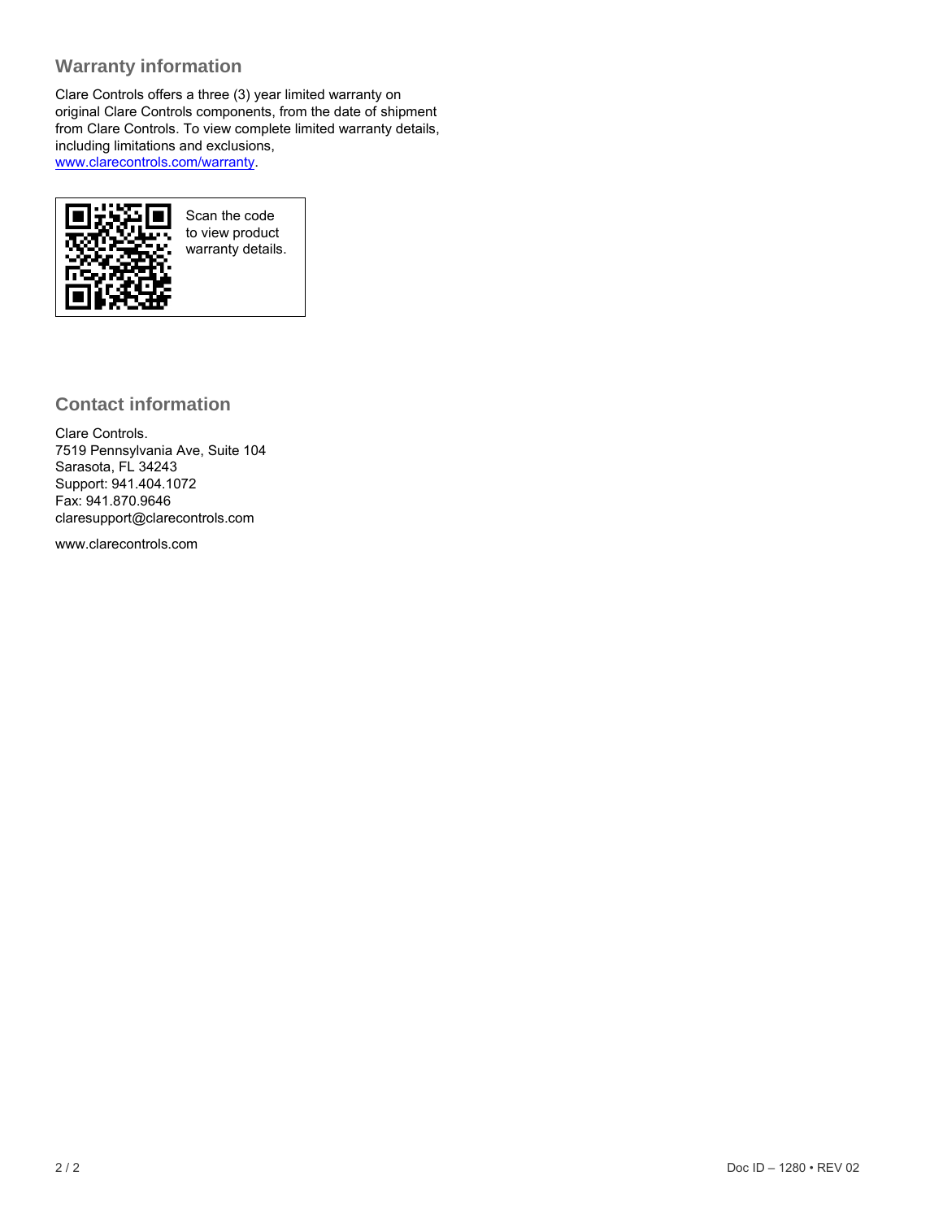## Warranty information

Clare Controls offers a three (3) year limited warranty on original Clare Controls components, from the date of shipment from Clare Controls. To view complete limited warranty details, including limitations and exclusions, [www.clarecontrols.com/warranty](http://www.clarecontrols.com/warranty).

Scan the code to view product warranty details.

## Contact information

Clare Controls.
7519 Pennsylvania Ave, Suite 104
Sarasota, FL 34243
Support: 941.404.1072
Fax: 941.870.9646
claresupport@clarecontrols.com

www.clarecontrols.com

Doc ID – 1280 • REV 02